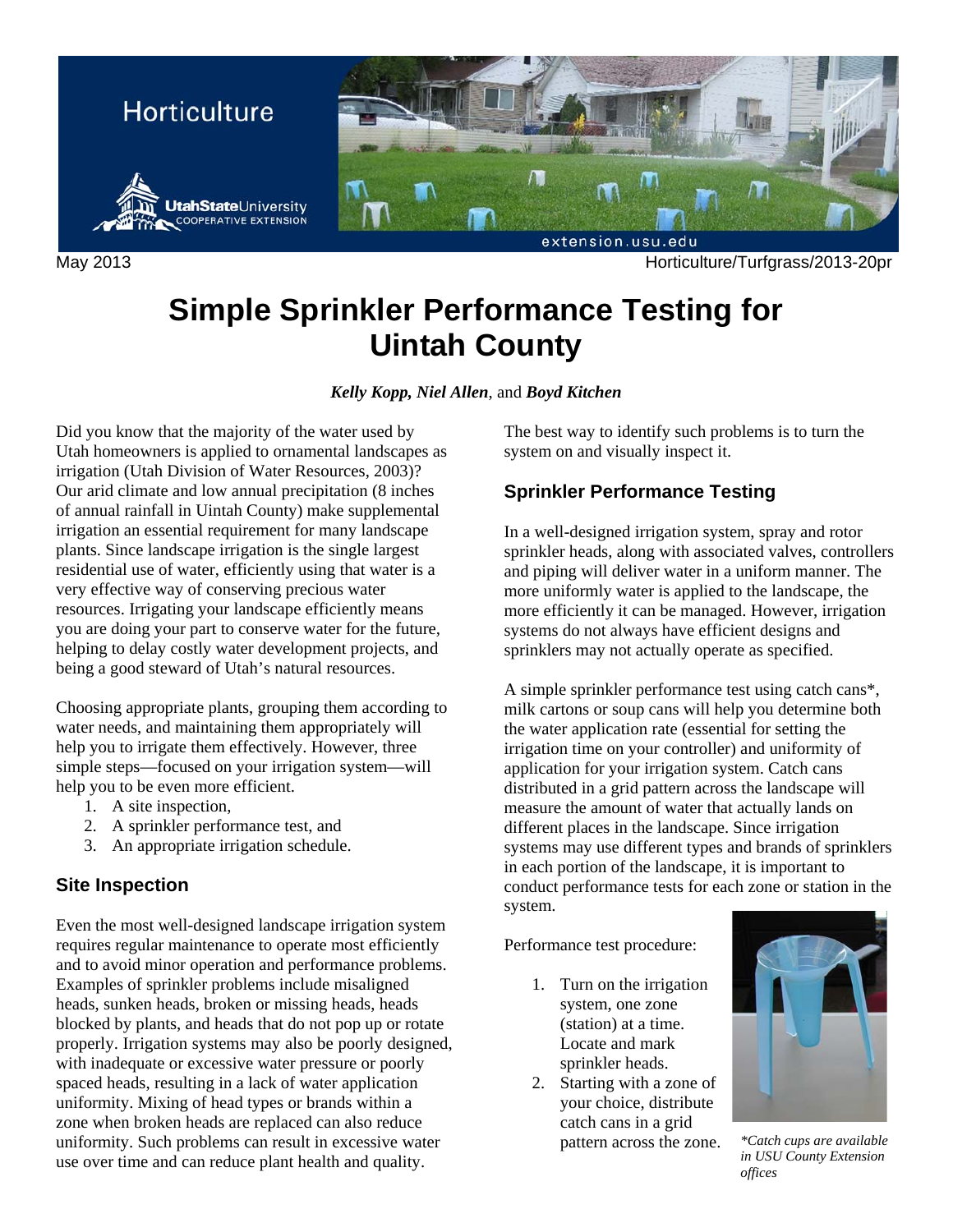Horticulture

UtahStateUniversity COOPERATIVE EXTENSION

May 2013 Horticulture/Turfgrass/2013-20pr

# Simple Sprinkler Performance Testing for Uintah County

***Kelly Kopp, Niel Allen***, and ***Boyd Kitchen***

Did you know that the majority of the water used by Utah homeowners is applied to ornamental landscapes as irrigation (Utah Division of Water Resources, 2003)? Our arid climate and low annual precipitation (8 inches of annual rainfall in Uintah County) make supplemental irrigation an essential requirement for many landscape plants. Since landscape irrigation is the single largest residential use of water, efficiently using that water is a very effective way of conserving precious water resources. Irrigating your landscape efficiently means you are doing your part to conserve water for the future, helping to delay costly water development projects, and being a good steward of Utah's natural resources.

Choosing appropriate plants, grouping them according to water needs, and maintaining them appropriately will help you to irrigate them effectively. However, three simple steps—focused on your irrigation system—will help you to be even more efficient.

1. A site inspection,
2. A sprinkler performance test, and
3. An appropriate irrigation schedule.

## Site Inspection

Even the most well-designed landscape irrigation system requires regular maintenance to operate most efficiently and to avoid minor operation and performance problems. Examples of sprinkler problems include misaligned heads, sunken heads, broken or missing heads, heads blocked by plants, and heads that do not pop up or rotate properly. Irrigation systems may also be poorly designed, with inadequate or excessive water pressure or poorly spaced heads, resulting in a lack of water application uniformity. Mixing of head types or brands within a zone when broken heads are replaced can also reduce uniformity. Such problems can result in excessive water use over time and can reduce plant health and quality.

The best way to identify such problems is to turn the system on and visually inspect it.

## Sprinkler Performance Testing

In a well-designed irrigation system, spray and rotor sprinkler heads, along with associated valves, controllers and piping will deliver water in a uniform manner. The more uniformly water is applied to the landscape, the more efficiently it can be managed. However, irrigation systems do not always have efficient designs and sprinklers may not actually operate as specified.

A simple sprinkler performance test using catch cans*, milk cartons or soup cans will help you determine both the water application rate (essential for setting the irrigation time on your controller) and uniformity of application for your irrigation system. Catch cans distributed in a grid pattern across the landscape will measure the amount of water that actually lands on different places in the landscape. Since irrigation systems may use different types and brands of sprinklers in each portion of the landscape, it is important to conduct performance tests for each zone or station in the system.

Performance test procedure:

1. Turn on the irrigation system, one zone (station) at a time. Locate and mark sprinkler heads.
2. Starting with a zone of your choice, distribute catch cans in a grid pattern across the zone.

**Catch cups are available in USU County Extension offices*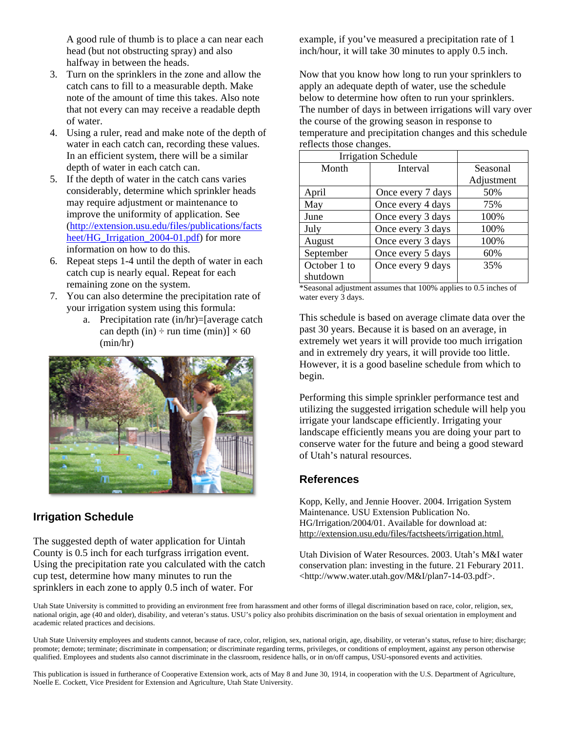A good rule of thumb is to place a can near each head (but not obstructing spray) and also halfway in between the heads.

3. Turn on the sprinklers in the zone and allow the catch cans to fill to a measurable depth. Make note of the amount of time this takes. Also note that not every can may receive a readable depth of water.
4. Using a ruler, read and make note of the depth of water in each catch can, recording these values. In an efficient system, there will be a similar depth of water in each catch can.
5. If the depth of water in the catch cans varies considerably, determine which sprinkler heads may require adjustment or maintenance to improve the uniformity of application. See (http://extension.usu.edu/files/publications/factsheet/HG_Irrigation_2004-01.pdf) for more information on how to do this.
6. Repeat steps 1-4 until the depth of water in each catch cup is nearly equal. Repeat for each remaining zone on the system.
7. You can also determine the precipitation rate of your irrigation system using this formula:
   a. Precipitation rate (in/hr)=[average catch can depth (in) ÷ run time (min)] × 60 (min/hr)

## Irrigation Schedule

The suggested depth of water application for Uintah County is 0.5 inch for each turfgrass irrigation event. Using the precipitation rate you calculated with the catch cup test, determine how many minutes to run the sprinklers in each zone to apply 0.5 inch of water. For example, if you've measured a precipitation rate of 1 inch/hour, it will take 30 minutes to apply 0.5 inch.

Now that you know how long to run your sprinklers to apply an adequate depth of water, use the schedule below to determine how often to run your sprinklers. The number of days in between irrigations will vary over the course of the growing season in response to temperature and precipitation changes and this schedule reflects those changes.

| Irrigation Schedule | | |
|---|---|---|
| Month | Interval | Seasonal Adjustment |
| April | Once every 7 days | 50% |
| May | Once every 4 days | 75% |
| June | Once every 3 days | 100% |
| July | Once every 3 days | 100% |
| August | Once every 3 days | 100% |
| September | Once every 5 days | 60% |
| October 1 to shutdown | Once every 9 days | 35% |

*Seasonal adjustment assumes that 100% applies to 0.5 inches of water every 3 days.

This schedule is based on average climate data over the past 30 years. Because it is based on an average, in extremely wet years it will provide too much irrigation and in extremely dry years, it will provide too little. However, it is a good baseline schedule from which to begin.

Performing this simple sprinkler performance test and utilizing the suggested irrigation schedule will help you irrigate your landscape efficiently. Irrigating your landscape efficiently means you are doing your part to conserve water for the future and being a good steward of Utah's natural resources.

## References

Kopp, Kelly, and Jennie Hoover. 2004. Irrigation System Maintenance. USU Extension Publication No. HG/Irrigation/2004/01. Available for download at: http://extension.usu.edu/files/factsheets/irrigation.html.

Utah Division of Water Resources. 2003. Utah's M&I water conservation plan: investing in the future. 21 Feburary 2011. <http://www.water.utah.gov/M&I/plan7-14-03.pdf>.

Utah State University is committed to providing an environment free from harassment and other forms of illegal discrimination based on race, color, religion, sex, national origin, age (40 and older), disability, and veteran's status. USU's policy also prohibits discrimination on the basis of sexual orientation in employment and academic related practices and decisions.

Utah State University employees and students cannot, because of race, color, religion, sex, national origin, age, disability, or veteran's status, refuse to hire; discharge; promote; demote; terminate; discriminate in compensation; or discriminate regarding terms, privileges, or conditions of employment, against any person otherwise qualified. Employees and students also cannot discriminate in the classroom, residence halls, or in on/off campus, USU-sponsored events and activities.

This publication is issued in furtherance of Cooperative Extension work, acts of May 8 and June 30, 1914, in cooperation with the U.S. Department of Agriculture, Noelle E. Cockett, Vice President for Extension and Agriculture, Utah State University.